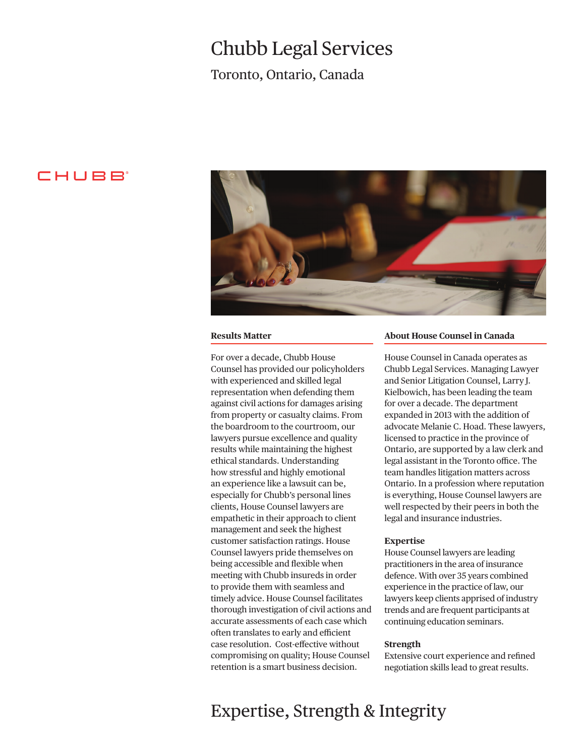# Chubb Legal Services

Toronto, Ontario, Canada

CHUBB®

### Results Matter

For over a decade, Chubb House Counsel has provided our policyholders with experienced and skilled legal representation when defending them against civil actions for damages arising from property or casualty claims. From the boardroom to the courtroom, our lawyers pursue excellence and quality results while maintaining the highest ethical standards. Understanding how stressful and highly emotional an experience like a lawsuit can be, especially for Chubb's personal lines clients, House Counsel lawyers are empathetic in their approach to client management and seek the highest customer satisfaction ratings. House Counsel lawyers pride themselves on being accessible and flexible when meeting with Chubb insureds in order to provide them with seamless and timely advice. House Counsel facilitates thorough investigation of civil actions and accurate assessments of each case which often translates to early and efficient case resolution. Cost-effective without compromising on quality; House Counsel retention is a smart business decision.

### About House Counsel in Canada

House Counsel in Canada operates as Chubb Legal Services. Managing Lawyer and Senior Litigation Counsel, Larry J. Kielbowich, has been leading the team for over a decade. The department expanded in 2013 with the addition of advocate Melanie C. Hoad. These lawyers, licensed to practice in the province of Ontario, are supported by a law clerk and legal assistant in the Toronto office. The team handles litigation matters across Ontario. In a profession where reputation is everything, House Counsel lawyers are well respected by their peers in both the legal and insurance industries.

**Expertise**

House Counsel lawyers are leading practitioners in the area of insurance defence. With over 35 years combined experience in the practice of law, our lawyers keep clients apprised of industry trends and are frequent participants at continuing education seminars.

**Strength**

Extensive court experience and refined negotiation skills lead to great results.

## Expertise, Strength & Integrity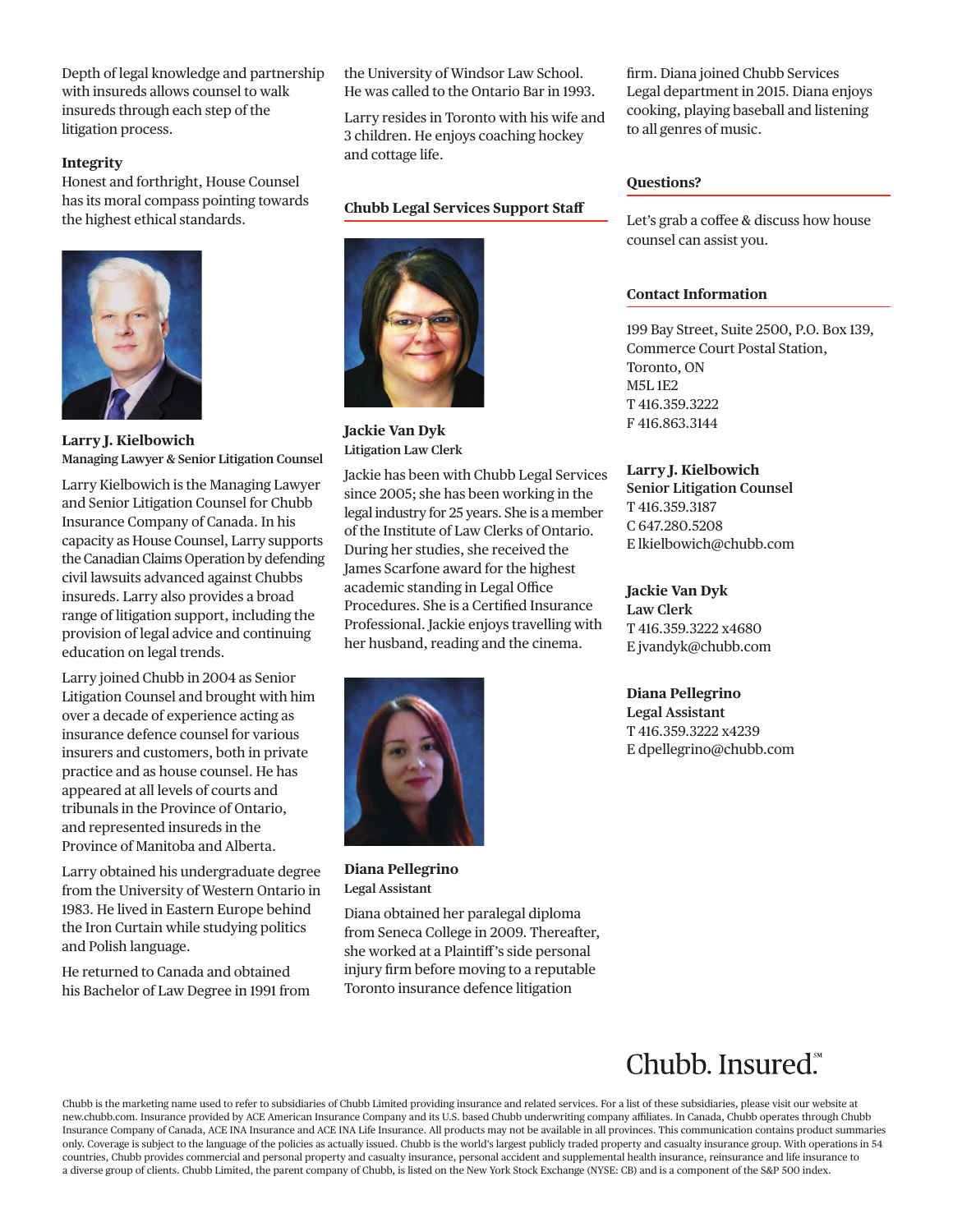Depth of legal knowledge and partnership with insureds allows counsel to walk insureds through each step of the litigation process.

**Integrity**
Honest and forthright, House Counsel has its moral compass pointing towards the highest ethical standards.

**Larry J. Kielbowich**
**Managing Lawyer & Senior Litigation Counsel**

Larry Kielbowich is the Managing Lawyer and Senior Litigation Counsel for Chubb Insurance Company of Canada. In his capacity as House Counsel, Larry supports the Canadian Claims Operation by defending civil lawsuits advanced against Chubbs insureds. Larry also provides a broad range of litigation support, including the provision of legal advice and continuing education on legal trends.

Larry joined Chubb in 2004 as Senior Litigation Counsel and brought with him over a decade of experience acting as insurance defence counsel for various insurers and customers, both in private practice and as house counsel. He has appeared at all levels of courts and tribunals in the Province of Ontario, and represented insureds in the Province of Manitoba and Alberta.

Larry obtained his undergraduate degree from the University of Western Ontario in 1983. He lived in Eastern Europe behind the Iron Curtain while studying politics and Polish language.

He returned to Canada and obtained his Bachelor of Law Degree in 1991 from the University of Windsor Law School. He was called to the Ontario Bar in 1993.

Larry resides in Toronto with his wife and 3 children. He enjoys coaching hockey and cottage life.

## Chubb Legal Services Support Staff

**Jackie Van Dyk**
**Litigation Law Clerk**

Jackie has been with Chubb Legal Services since 2005; she has been working in the legal industry for 25 years. She is a member of the Institute of Law Clerks of Ontario. During her studies, she received the James Scarfone award for the highest academic standing in Legal Office Procedures. She is a Certified Insurance Professional. Jackie enjoys travelling with her husband, reading and the cinema.

**Diana Pellegrino**
**Legal Assistant**

Diana obtained her paralegal diploma from Seneca College in 2009. Thereafter, she worked at a Plaintiff's side personal injury firm before moving to a reputable Toronto insurance defence litigation firm. Diana joined Chubb Services Legal department in 2015. Diana enjoys cooking, playing baseball and listening to all genres of music.

## Questions?

Let's grab a coffee & discuss how house counsel can assist you.

## Contact Information

199 Bay Street, Suite 2500, P.O. Box 139,
Commerce Court Postal Station,
Toronto, ON
M5L 1E2
T 416.359.3222
F 416.863.3144

**Larry J. Kielbowich**
**Senior Litigation Counsel**
T 416.359.3187
C 647.280.5208
E lkielbowich@chubb.com

**Jackie Van Dyk**
**Law Clerk**
T 416.359.3222 x4680
E jvandyk@chubb.com

**Diana Pellegrino**
**Legal Assistant**
T 416.359.3222 x4239
E dpellegrino@chubb.com

Chubb. Insured.℠

Chubb is the marketing name used to refer to subsidiaries of Chubb Limited providing insurance and related services. For a list of these subsidiaries, please visit our website at new.chubb.com. Insurance provided by ACE American Insurance Company and its U.S. based Chubb underwriting company affiliates. In Canada, Chubb operates through Chubb Insurance Company of Canada, ACE INA Insurance and ACE INA Life Insurance. All products may not be available in all provinces. This communication contains product summaries only. Coverage is subject to the language of the policies as actually issued. Chubb is the world's largest publicly traded property and casualty insurance group. With operations in 54 countries, Chubb provides commercial and personal property and casualty insurance, personal accident and supplemental health insurance, reinsurance and life insurance to a diverse group of clients. Chubb Limited, the parent company of Chubb, is listed on the New York Stock Exchange (NYSE: CB) and is a component of the S&P 500 index.